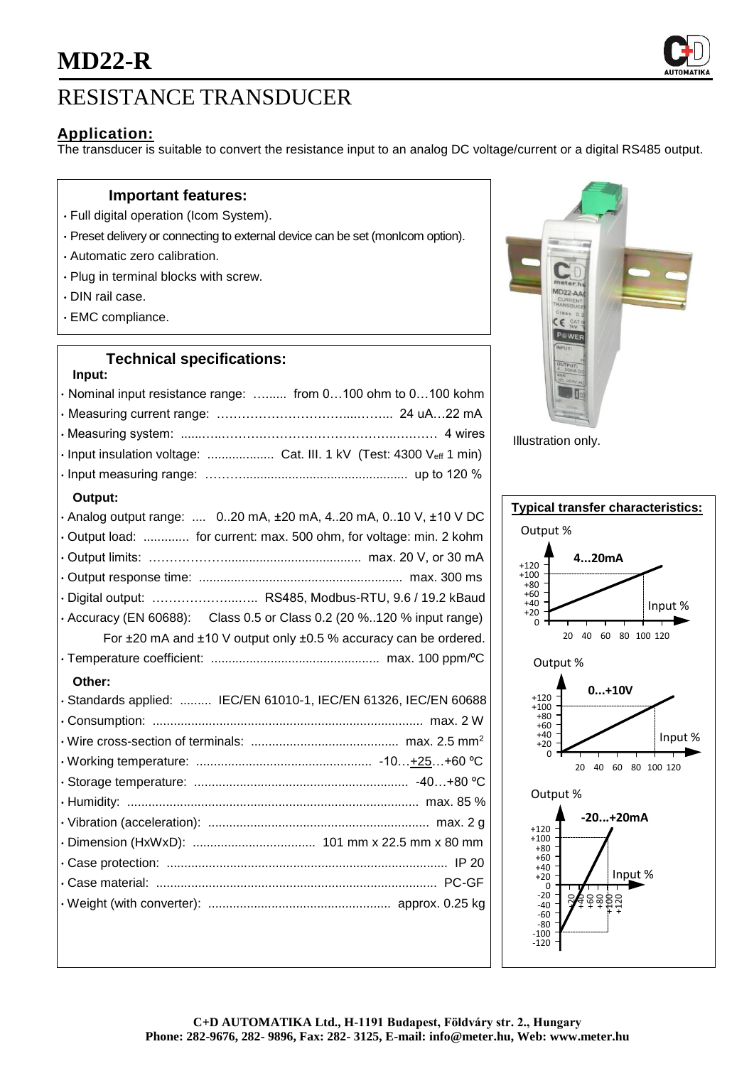# MD22-R

## RESISTANCE TRANSDUCER

### Application:

The transducer is suitable to convert the resistance input to an analog DC voltage/current or a digital RS485 output.

### Important features:

- Full digital operation (Icom System).
- Preset delivery or connecting to external device can be set (monIcom option).
- Automatic zero calibration.
- Plug in terminal blocks with screw.
- DIN rail case.
- EMC compliance.

Illustration only.

### Technical specifications:

**Input:**

- Nominal input resistance range: ......... from 0…100 ohm to 0…100 kohm
- Measuring current range: ………………………….....……... 24 uA…22 mA
- Measuring system: .......….……….……………………….…..…… 4 wires
- Input insulation voltage: ................... Cat. III. 1 kV (Test: 4300 $V_{eff}$ 1 min)
- Input measuring range: ………............................................... up to 120 %

**Output:**

- Analog output range: .... 0..20 mA, ±20 mA, 4..20 mA, 0..10 V, ±10 V DC
- Output load: ............. for current: max. 500 ohm, for voltage: min. 2 kohm
- Output limits: ……………….................................... max. 20 V, or 30 mA
- Output response time: ......................................................... max. 300 ms
- Digital output: …………………..….. RS485, Modbus-RTU, 9.6 / 19.2 kBaud
- Accuracy (EN 60688): Class 0.5 or Class 0.2 (20 %..120 % input range)
  For ±20 mA and ±10 V output only ±0.5 % accuracy can be ordered.
- Temperature coefficient: ............................................... max. 100 ppm/ºC

**Other:**

- Standards applied: ......... IEC/EN 61010-1, IEC/EN 61326, IEC/EN 60688
- Consumption: ............................................................................ max. 2 W
- Wire cross-section of terminals: .......................................... max. 2.5 mm$^2$
- Working temperature: ................................................. -10…+25…+60 ºC
- Storage temperature: ............................................................ -40…+80 ºC
- Humidity: .................................................................................. max. 85 %
- Vibration (acceleration): ............................................................... max. 2 g
- Dimension (HxWxD): .................................. 101 mm x 22.5 mm x 80 mm
- Case protection: ................................................................................ IP 20
- Case material: ................................................................................ PC-GF
- Weight (with converter): ................................................... approx. 0.25 kg

### Typical transfer characteristics:

Output %
4...20mA
+120 +100 +80 +60 +40 +20 0
Input %
20 40 60 80 100 120

Output %
0...+10V
+120 +100 +80 +60 +40 +20 0
Input %
20 40 60 80 100 120

Output %
-20...+20mA
+120 +100 +80 +60 +40 +20 0 -20 -40 -60 -80 -100 -120
Input %
+20 +40 +60 +80 +100 +120

**C+D AUTOMATIKA Ltd., H-1191 Budapest, Földváry str. 2., Hungary**
**Phone: 282-9676, 282- 9896, Fax: 282- 3125, E-mail: info@meter.hu, Web: www.meter.hu**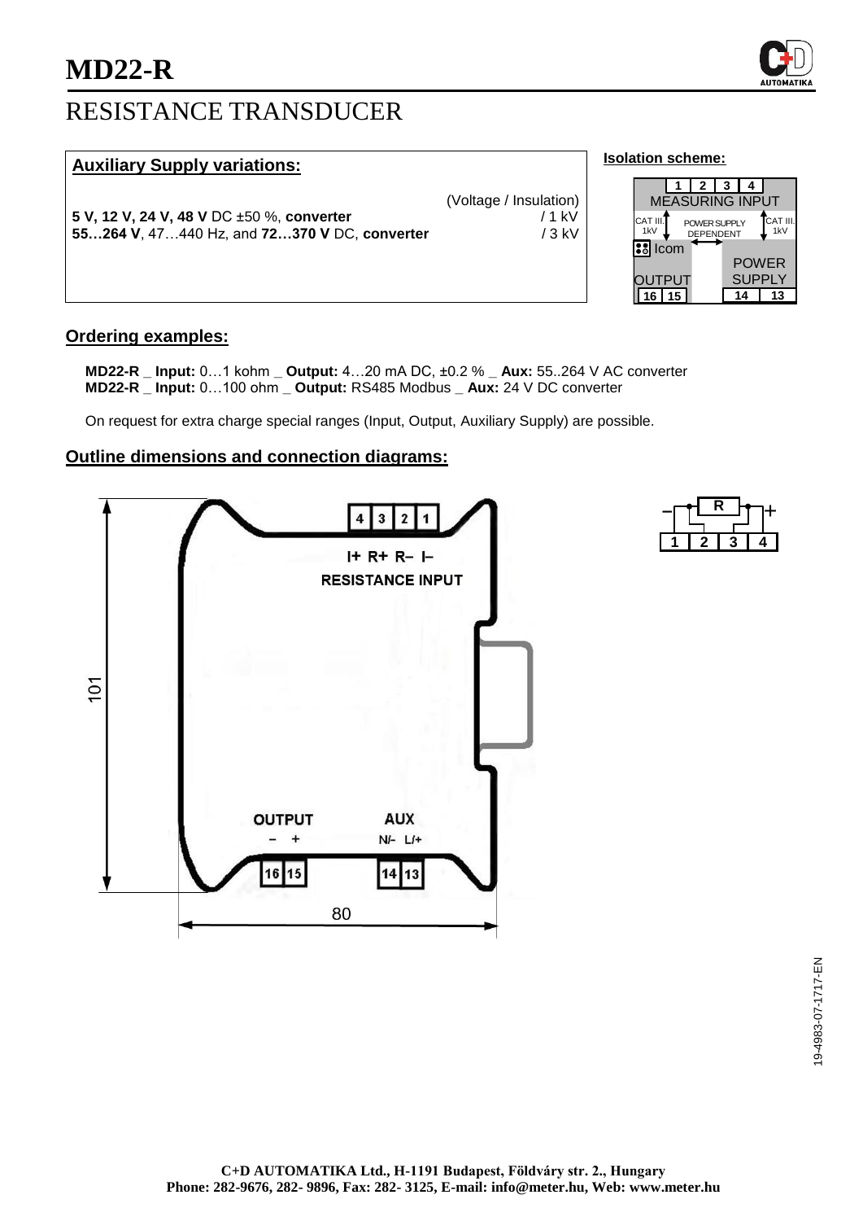# MD22-R

## RESISTANCE TRANSDUCER

### Auxiliary Supply variations:

| | (Voltage / Insulation) |
|---|---|
| **5 V, 12 V, 24 V, 48 V** DC ±50 %, **converter** | / 1 kV |
| **55…264 V**, 47…440 Hz, and **72…370 V** DC, **converter** | / 3 kV |

**Isolation scheme:**

1 2 3 4
MEASURING INPUT
CAT III. 1kV
POWER SUPPLY DEPENDENT
CAT III. 1kV
Icom
OUTPUT
16 15
POWER SUPPLY
14 13

### Ordering examples:

**MD22-R _ Input:** 0…1 kohm _ **Output:** 4…20 mA DC, ±0.2 % _ **Aux:** 55..264 V AC converter
**MD22-R _ Input:** 0…100 ohm _ **Output:** RS485 Modbus _ **Aux:** 24 V DC converter

On request for extra charge special ranges (Input, Output, Auxiliary Supply) are possible.

### Outline dimensions and connection diagrams:

4 3 2 1
I+ R+ R– I–
RESISTANCE INPUT

101

OUTPUT
– +
16 15

AUX
N/- L/+
14 13

80

R
– +
1 2 3 4

19-4983-07-1717-EN

**C+D AUTOMATIKA Ltd., H-1191 Budapest, Földváry str. 2., Hungary**
**Phone: 282-9676, 282- 9896, Fax: 282- 3125, E-mail: info@meter.hu, Web: www.meter.hu**